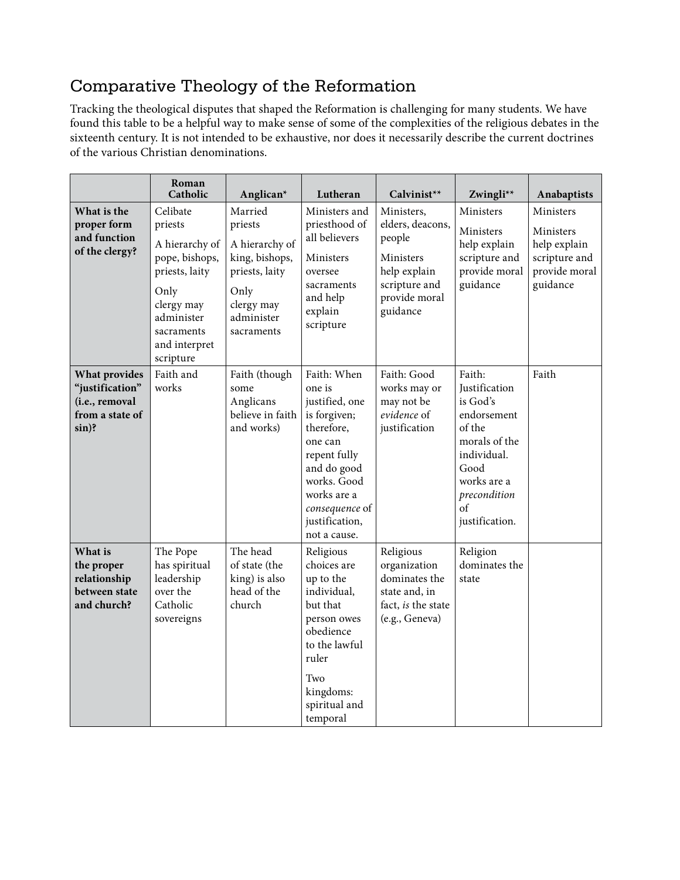## Comparative Theology of the Reformation

Tracking the theological disputes that shaped the Reformation is challenging for many students. We have found this table to be a helpful way to make sense of some of the complexities of the religious debates in the sixteenth century. It is not intended to be exhaustive, nor does it necessarily describe the current doctrines of the various Christian denominations.

| | **Roman Catholic** | **Anglican*** | **Lutheran** | **Calvinist**** | **Zwingli**** | **Anabaptists** |
|---|---|---|---|---|---|---|
| **What is the proper form and function of the clergy?** | Celibate priests<br><br>A hierarchy of pope, bishops, priests, laity<br><br>Only clergy may administer sacraments and interpret scripture | Married priests<br><br>A hierarchy of king, bishops, priests, laity<br><br>Only clergy may administer sacraments | Ministers and priesthood of all believers<br><br>Ministers oversee sacraments and help explain scripture | Ministers, elders, deacons, people<br><br>Ministers help explain scripture and provide moral guidance | Ministers<br><br>Ministers help explain scripture and provide moral guidance | Ministers<br><br>Ministers help explain scripture and provide moral guidance |
| **What provides "justification" (i.e., removal from a state of sin)?** | Faith and works | Faith (though some Anglicans believe in faith and works) | Faith: When one is justified, one is forgiven; therefore, one can repent fully and do good works. Good works are a *consequence* of justification, not a cause. | Faith: Good works may or may not be *evidence* of justification | Faith: Justification is God's endorsement of the morals of the individual. Good works are a *precondition* of justification. | Faith |
| **What is the proper relationship between state and church?** | The Pope has spiritual leadership over the Catholic sovereigns | The head of state (the king) is also head of the church | Religious choices are up to the individual, but that person owes obedience to the lawful ruler<br><br>Two kingdoms: spiritual and temporal | Religious organization dominates the state and, in fact, *is* the state (e.g., Geneva) | Religion dominates the state | |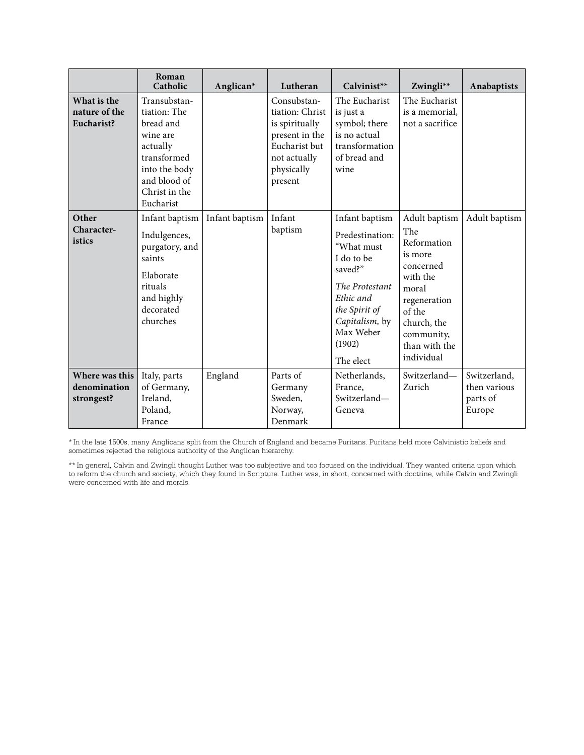| | Roman Catholic | Anglican* | Lutheran | Calvinist** | Zwingli** | Anabaptists |
|---|---|---|---|---|---|---|
| **What is the nature of the Eucharist?** | Transubstantiation: The bread and wine are actually transformed into the body and blood of Christ in the Eucharist | | Consubstantiation: Christ is spiritually present in the Eucharist but not actually physically present | The Eucharist is just a symbol; there is no actual transformation of bread and wine | The Eucharist is a memorial, not a sacrifice | |
| **Other Characteristics** | Infant baptism<br><br>Indulgences, purgatory, and saints<br><br>Elaborate rituals and highly decorated churches | Infant baptism | Infant baptism | Infant baptism<br><br>Predestination: "What must I do to be saved?"<br><br>*The Protestant Ethic and the Spirit of Capitalism,* by Max Weber (1902)<br><br>The elect | Adult baptism<br><br>The Reformation is more concerned with the moral regeneration of the church, the community, than with the individual | Adult baptism |
| **Where was this denomination strongest?** | Italy, parts of Germany, Ireland, Poland, France | England | Parts of Germany Sweden, Norway, Denmark | Netherlands, France, Switzerland—Geneva | Switzerland—Zurich | Switzerland, then various parts of Europe |

* In the late 1500s, many Anglicans split from the Church of England and became Puritans. Puritans held more Calvinistic beliefs and sometimes rejected the religious authority of the Anglican hierarchy.

** In general, Calvin and Zwingli thought Luther was too subjective and too focused on the individual. They wanted criteria upon which to reform the church and society, which they found in Scripture. Luther was, in short, concerned with doctrine, while Calvin and Zwingli were concerned with life and morals.